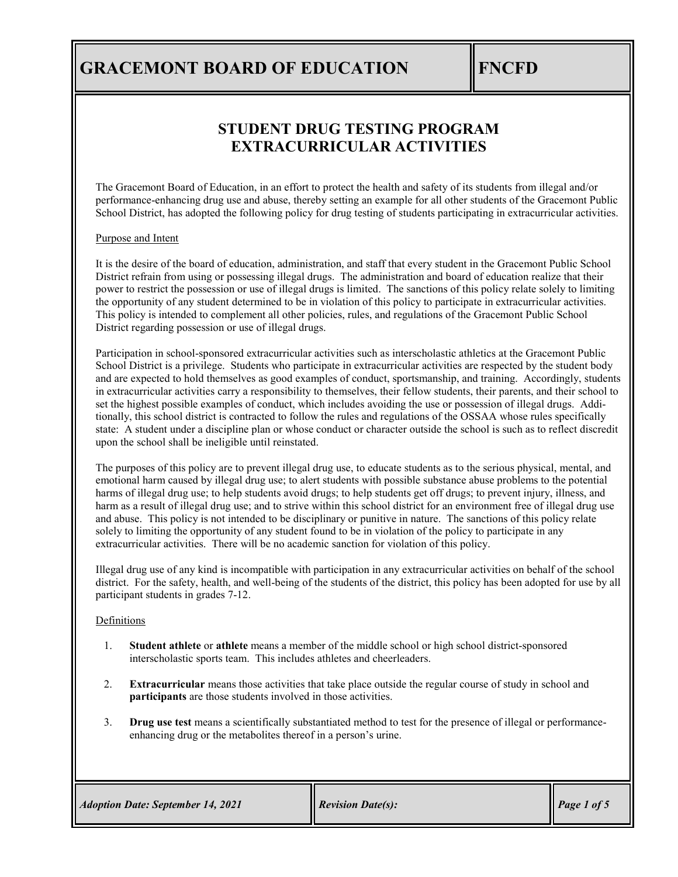# GRACEMONT BOARD OF EDUCATION — FNCFD

## STUDENT DRUG TESTING PROGRAM EXTRACURRICULAR ACTIVITIES

The Gracemont Board of Education, in an effort to protect the health and safety of its students from illegal and/or performance-enhancing drug use and abuse, thereby setting an example for all other students of the Gracemont Public School District, has adopted the following policy for drug testing of students participating in extracurricular activities.

### Purpose and Intent

It is the desire of the board of education, administration, and staff that every student in the Gracemont Public School District refrain from using or possessing illegal drugs. The administration and board of education realize that their power to restrict the possession or use of illegal drugs is limited. The sanctions of this policy relate solely to limiting the opportunity of any student determined to be in violation of this policy to participate in extracurricular activities. This policy is intended to complement all other policies, rules, and regulations of the Gracemont Public School District regarding possession or use of illegal drugs.

Participation in school-sponsored extracurricular activities such as interscholastic athletics at the Gracemont Public School District is a privilege. Students who participate in extracurricular activities are respected by the student body and are expected to hold themselves as good examples of conduct, sportsmanship, and training. Accordingly, students in extracurricular activities carry a responsibility to themselves, their fellow students, their parents, and their school to set the highest possible examples of conduct, which includes avoiding the use or possession of illegal drugs. Additionally, this school district is contracted to follow the rules and regulations of the OSSAA whose rules specifically state: A student under a discipline plan or whose conduct or character outside the school is such as to reflect discredit upon the school shall be ineligible until reinstated.

The purposes of this policy are to prevent illegal drug use, to educate students as to the serious physical, mental, and emotional harm caused by illegal drug use; to alert students with possible substance abuse problems to the potential harms of illegal drug use; to help students avoid drugs; to help students get off drugs; to prevent injury, illness, and harm as a result of illegal drug use; and to strive within this school district for an environment free of illegal drug use and abuse. This policy is not intended to be disciplinary or punitive in nature. The sanctions of this policy relate solely to limiting the opportunity of any student found to be in violation of the policy to participate in any extracurricular activities. There will be no academic sanction for violation of this policy.

Illegal drug use of any kind is incompatible with participation in any extracurricular activities on behalf of the school district. For the safety, health, and well-being of the students of the district, this policy has been adopted for use by all participant students in grades 7-12.

### Definitions

1. **Student athlete** or **athlete** means a member of the middle school or high school district-sponsored interscholastic sports team. This includes athletes and cheerleaders.

2. **Extracurricular** means those activities that take place outside the regular course of study in school and **participants** are those students involved in those activities.

3. **Drug use test** means a scientifically substantiated method to test for the presence of illegal or performance-enhancing drug or the metabolites thereof in a person's urine.

*Adoption Date: September 14, 2021* | *Revision Date(s):*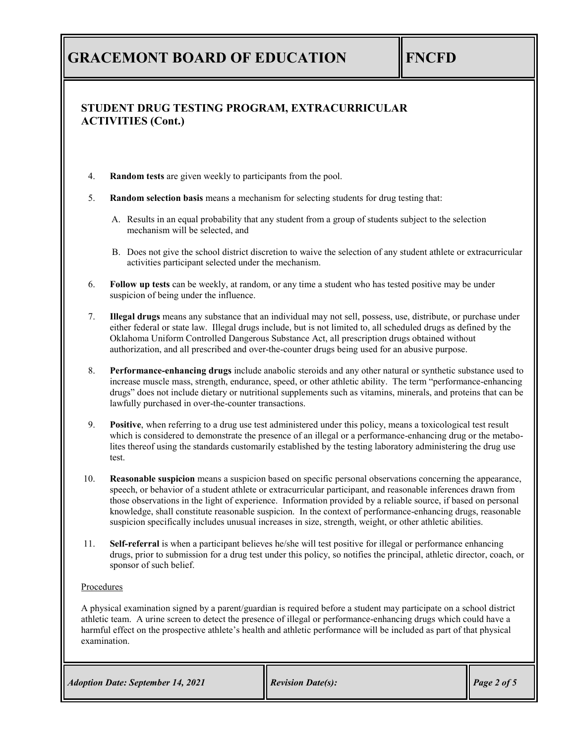## STUDENT DRUG TESTING PROGRAM, EXTRACURRICULAR ACTIVITIES (Cont.)

4. **Random tests** are given weekly to participants from the pool.

5. **Random selection basis** means a mechanism for selecting students for drug testing that:

   A. Results in an equal probability that any student from a group of students subject to the selection mechanism will be selected, and

   B. Does not give the school district discretion to waive the selection of any student athlete or extracurricular activities participant selected under the mechanism.

6. **Follow up tests** can be weekly, at random, or any time a student who has tested positive may be under suspicion of being under the influence.

7. **Illegal drugs** means any substance that an individual may not sell, possess, use, distribute, or purchase under either federal or state law. Illegal drugs include, but is not limited to, all scheduled drugs as defined by the Oklahoma Uniform Controlled Dangerous Substance Act, all prescription drugs obtained without authorization, and all prescribed and over-the-counter drugs being used for an abusive purpose.

8. **Performance-enhancing drugs** include anabolic steroids and any other natural or synthetic substance used to increase muscle mass, strength, endurance, speed, or other athletic ability. The term "performance-enhancing drugs" does not include dietary or nutritional supplements such as vitamins, minerals, and proteins that can be lawfully purchased in over-the-counter transactions.

9. **Positive**, when referring to a drug use test administered under this policy, means a toxicological test result which is considered to demonstrate the presence of an illegal or a performance-enhancing drug or the metabolites thereof using the standards customarily established by the testing laboratory administering the drug use test.

10. **Reasonable suspicion** means a suspicion based on specific personal observations concerning the appearance, speech, or behavior of a student athlete or extracurricular participant, and reasonable inferences drawn from those observations in the light of experience. Information provided by a reliable source, if based on personal knowledge, shall constitute reasonable suspicion. In the context of performance-enhancing drugs, reasonable suspicion specifically includes unusual increases in size, strength, weight, or other athletic abilities.

11. **Self-referral** is when a participant believes he/she will test positive for illegal or performance enhancing drugs, prior to submission for a drug test under this policy, so notifies the principal, athletic director, coach, or sponsor of such belief.

Procedures

A physical examination signed by a parent/guardian is required before a student may participate on a school district athletic team. A urine screen to detect the presence of illegal or performance-enhancing drugs which could have a harmful effect on the prospective athlete's health and athletic performance will be included as part of that physical examination.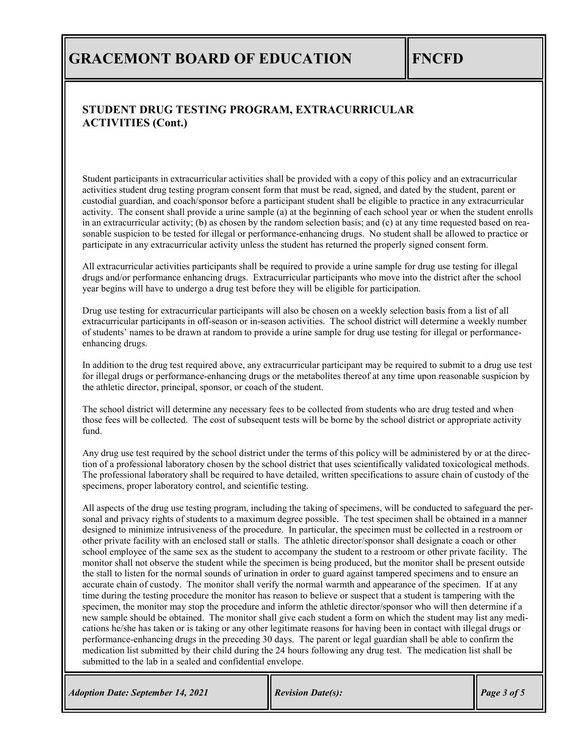## STUDENT DRUG TESTING PROGRAM, EXTRACURRICULAR ACTIVITIES (Cont.)

Student participants in extracurricular activities shall be provided with a copy of this policy and an extracurricular activities student drug testing program consent form that must be read, signed, and dated by the student, parent or custodial guardian, and coach/sponsor before a participant student shall be eligible to practice in any extracurricular activity. The consent shall provide a urine sample (a) at the beginning of each school year or when the student enrolls in an extracurricular activity; (b) as chosen by the random selection basis; and (c) at any time requested based on reasonable suspicion to be tested for illegal or performance-enhancing drugs. No student shall be allowed to practice or participate in any extracurricular activity unless the student has returned the properly signed consent form.

All extracurricular activities participants shall be required to provide a urine sample for drug use testing for illegal drugs and/or performance enhancing drugs. Extracurricular participants who move into the district after the school year begins will have to undergo a drug test before they will be eligible for participation.

Drug use testing for extracurricular participants will also be chosen on a weekly selection basis from a list of all extracurricular participants in off-season or in-season activities. The school district will determine a weekly number of students' names to be drawn at random to provide a urine sample for drug use testing for illegal or performance-enhancing drugs.

In addition to the drug test required above, any extracurricular participant may be required to submit to a drug use test for illegal drugs or performance-enhancing drugs or the metabolites thereof at any time upon reasonable suspicion by the athletic director, principal, sponsor, or coach of the student.

The school district will determine any necessary fees to be collected from students who are drug tested and when those fees will be collected. The cost of subsequent tests will be borne by the school district or appropriate activity fund.

Any drug use test required by the school district under the terms of this policy will be administered by or at the direction of a professional laboratory chosen by the school district that uses scientifically validated toxicological methods. The professional laboratory shall be required to have detailed, written specifications to assure chain of custody of the specimens, proper laboratory control, and scientific testing.

All aspects of the drug use testing program, including the taking of specimens, will be conducted to safeguard the personal and privacy rights of students to a maximum degree possible. The test specimen shall be obtained in a manner designed to minimize intrusiveness of the procedure. In particular, the specimen must be collected in a restroom or other private facility with an enclosed stall or stalls. The athletic director/sponsor shall designate a coach or other school employee of the same sex as the student to accompany the student to a restroom or other private facility. The monitor shall not observe the student while the specimen is being produced, but the monitor shall be present outside the stall to listen for the normal sounds of urination in order to guard against tampered specimens and to ensure an accurate chain of custody. The monitor shall verify the normal warmth and appearance of the specimen. If at any time during the testing procedure the monitor has reason to believe or suspect that a student is tampering with the specimen, the monitor may stop the procedure and inform the athletic director/sponsor who will then determine if a new sample should be obtained. The monitor shall give each student a form on which the student may list any medications he/she has taken or is taking or any other legitimate reasons for having been in contact with illegal drugs or performance-enhancing drugs in the preceding 30 days. The parent or legal guardian shall be able to confirm the medication list submitted by their child during the 24 hours following any drug test. The medication list shall be submitted to the lab in a sealed and confidential envelope.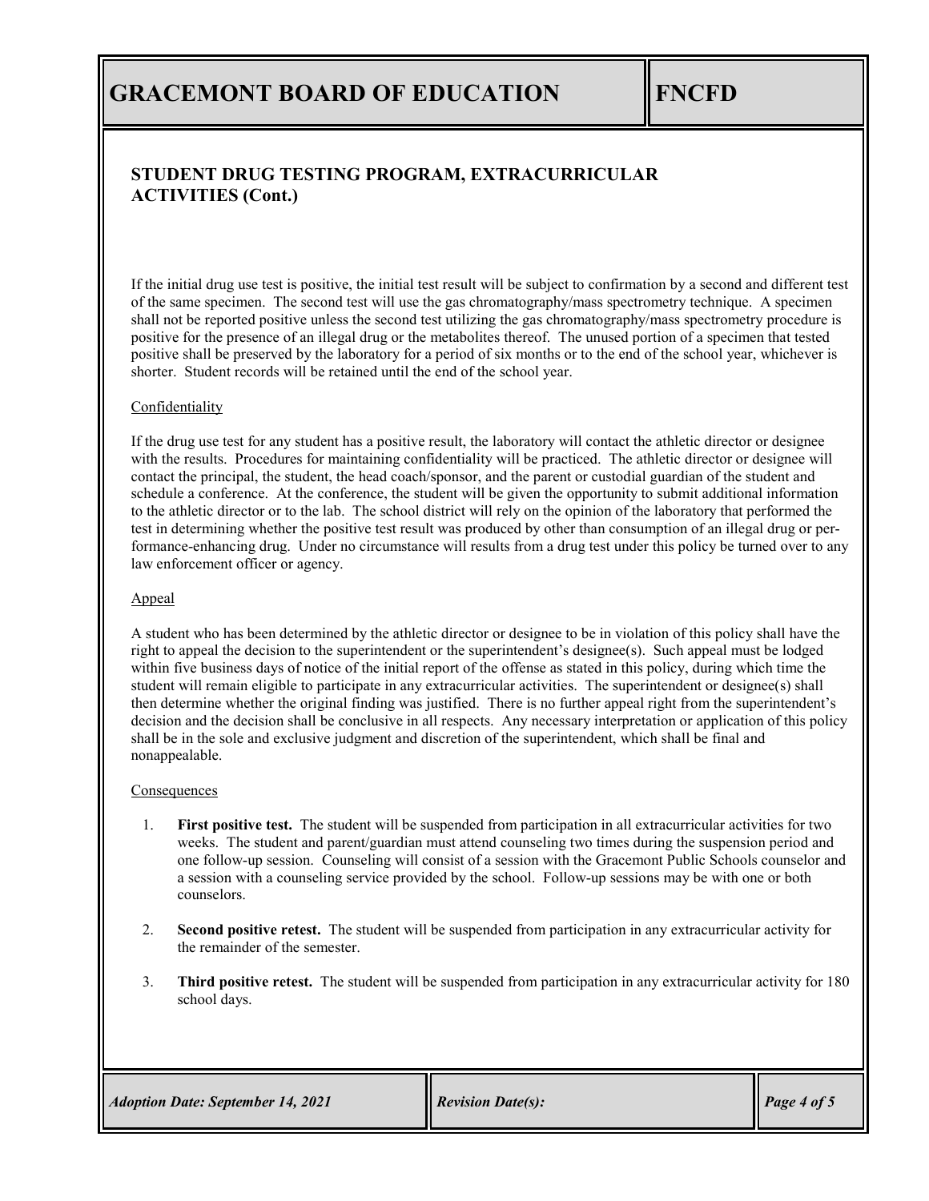## STUDENT DRUG TESTING PROGRAM, EXTRACURRICULAR ACTIVITIES (Cont.)

If the initial drug use test is positive, the initial test result will be subject to confirmation by a second and different test of the same specimen. The second test will use the gas chromatography/mass spectrometry technique. A specimen shall not be reported positive unless the second test utilizing the gas chromatography/mass spectrometry procedure is positive for the presence of an illegal drug or the metabolites thereof. The unused portion of a specimen that tested positive shall be preserved by the laboratory for a period of six months or to the end of the school year, whichever is shorter. Student records will be retained until the end of the school year.

Confidentiality

If the drug use test for any student has a positive result, the laboratory will contact the athletic director or designee with the results. Procedures for maintaining confidentiality will be practiced. The athletic director or designee will contact the principal, the student, the head coach/sponsor, and the parent or custodial guardian of the student and schedule a conference. At the conference, the student will be given the opportunity to submit additional information to the athletic director or to the lab. The school district will rely on the opinion of the laboratory that performed the test in determining whether the positive test result was produced by other than consumption of an illegal drug or performance-enhancing drug. Under no circumstance will results from a drug test under this policy be turned over to any law enforcement officer or agency.

Appeal

A student who has been determined by the athletic director or designee to be in violation of this policy shall have the right to appeal the decision to the superintendent or the superintendent's designee(s). Such appeal must be lodged within five business days of notice of the initial report of the offense as stated in this policy, during which time the student will remain eligible to participate in any extracurricular activities. The superintendent or designee(s) shall then determine whether the original finding was justified. There is no further appeal right from the superintendent's decision and the decision shall be conclusive in all respects. Any necessary interpretation or application of this policy shall be in the sole and exclusive judgment and discretion of the superintendent, which shall be final and nonappealable.

Consequences

1. **First positive test.** The student will be suspended from participation in all extracurricular activities for two weeks. The student and parent/guardian must attend counseling two times during the suspension period and one follow-up session. Counseling will consist of a session with the Gracemont Public Schools counselor and a session with a counseling service provided by the school. Follow-up sessions may be with one or both counselors.

2. **Second positive retest.** The student will be suspended from participation in any extracurricular activity for the remainder of the semester.

3. **Third positive retest.** The student will be suspended from participation in any extracurricular activity for 180 school days.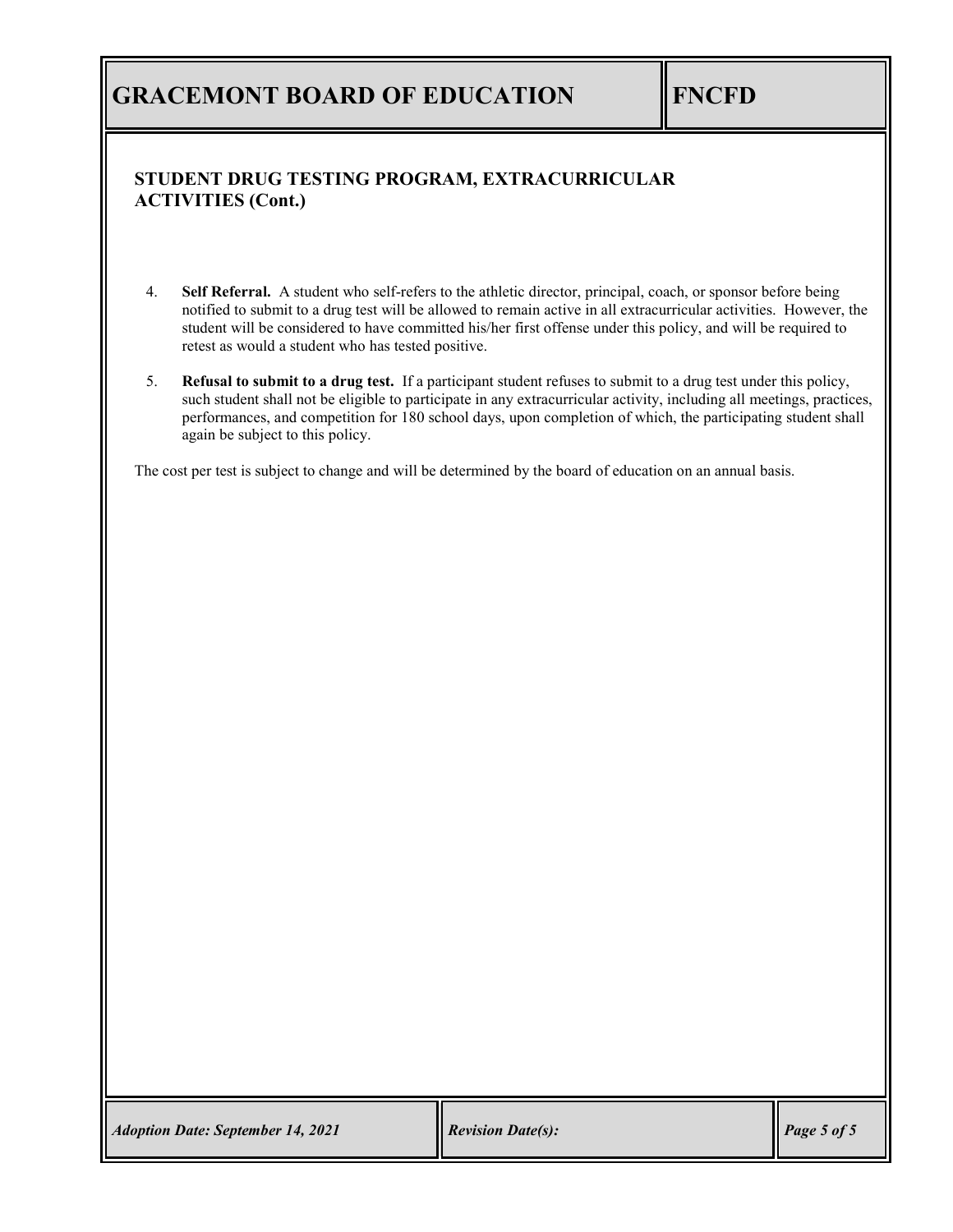## STUDENT DRUG TESTING PROGRAM, EXTRACURRICULAR ACTIVITIES (Cont.)

4. **Self Referral.** A student who self-refers to the athletic director, principal, coach, or sponsor before being notified to submit to a drug test will be allowed to remain active in all extracurricular activities. However, the student will be considered to have committed his/her first offense under this policy, and will be required to retest as would a student who has tested positive.

5. **Refusal to submit to a drug test.** If a participant student refuses to submit to a drug test under this policy, such student shall not be eligible to participate in any extracurricular activity, including all meetings, practices, performances, and competition for 180 school days, upon completion of which, the participating student shall again be subject to this policy.

The cost per test is subject to change and will be determined by the board of education on an annual basis.

*Adoption Date: September 14, 2021*

*Revision Date(s):*